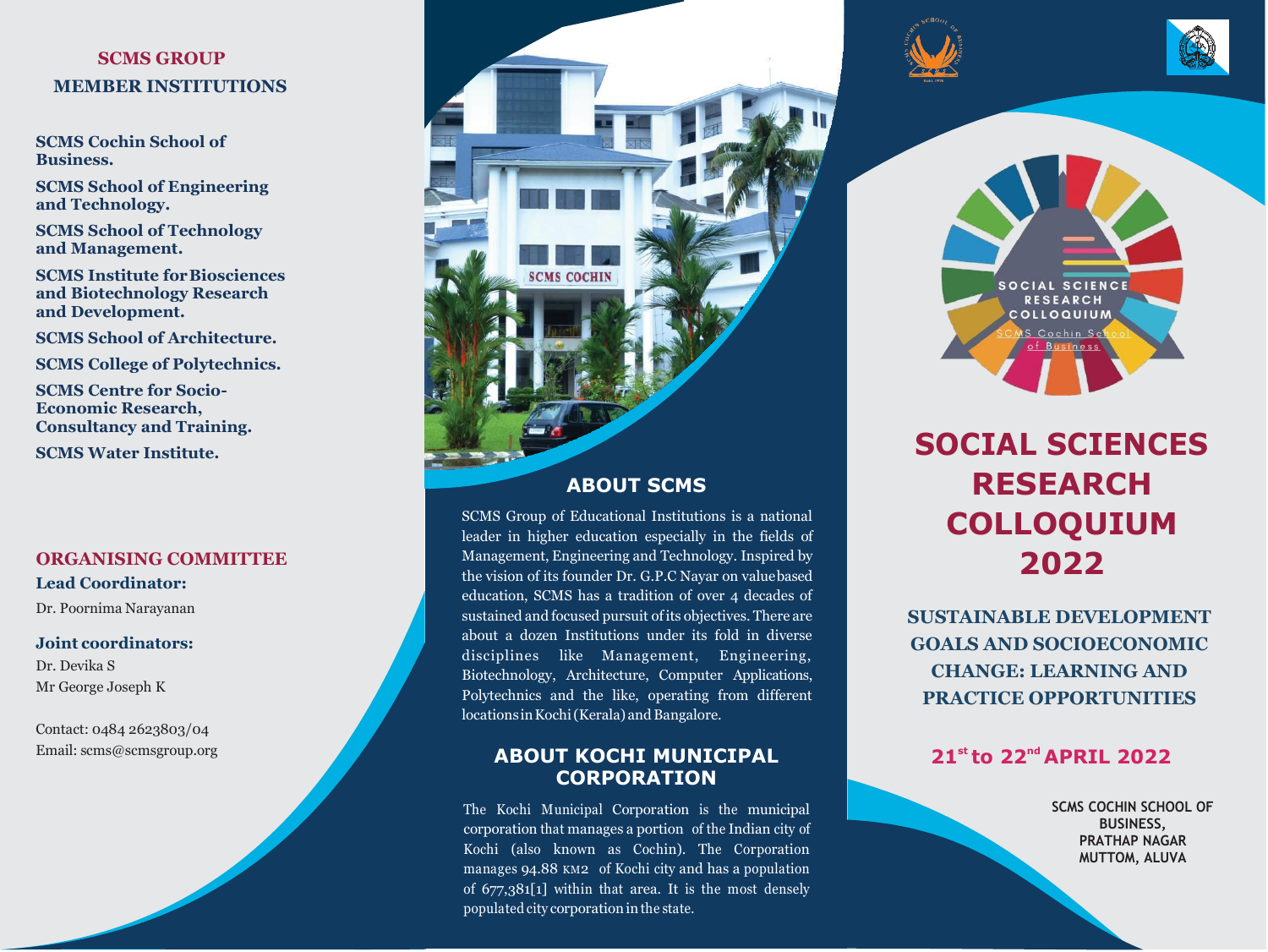## SCMS GROUP MEMBER INSTITUTIONS

**SCMS Cochin School of Business.**

**SCMS School of Engineering and Technology.**

**SCMS School of Technology and Management.**

**SCMS Institute for Biosciences and Biotechnology Research and Development.**

**SCMS School of Architecture.**

**SCMS College of Polytechnics.**

**SCMS Centre for Socio-Economic Research, Consultancy and Training.**

**SCMS Water Institute.**

## ORGANISING COMMITTEE

**Lead Coordinator:**

Dr. Poornima Narayanan

**Joint coordinators:**

Dr. Devika S

Mr George Joseph K

Contact: 0484 2623803/04

Email: scms@scmsgroup.org

## ABOUT SCMS

SCMS Group of Educational Institutions is a national leader in higher education especially in the fields of Management, Engineering and Technology. Inspired by the vision of its founder Dr. G.P.C Nayar on value based education, SCMS has a tradition of over 4 decades of sustained and focused pursuit of its objectives. There are about a dozen Institutions under its fold in diverse disciplines like Management, Engineering, Biotechnology, Architecture, Computer Applications, Polytechnics and the like, operating from different locations in Kochi (Kerala) and Bangalore.

## ABOUT KOCHI MUNICIPAL CORPORATION

The Kochi Municipal Corporation is the municipal corporation that manages a portion of the Indian city of Kochi (also known as Cochin). The Corporation manages 94.88 KM2 of Kochi city and has a population of 677,381[1] within that area. It is the most densely populated city corporation in the state.

SOCIAL SCIENCE RESEARCH COLLOQUIUM

SCMS Cochin School of Business

# SOCIAL SCIENCES RESEARCH COLLOQUIUM 2022

### SUSTAINABLE DEVELOPMENT GOALS AND SOCIOECONOMIC CHANGE: LEARNING AND PRACTICE OPPORTUNITIES

**21st to 22nd APRIL 2022**

SCMS COCHIN SCHOOL OF BUSINESS,
PRATHAP NAGAR
MUTTOM, ALUVA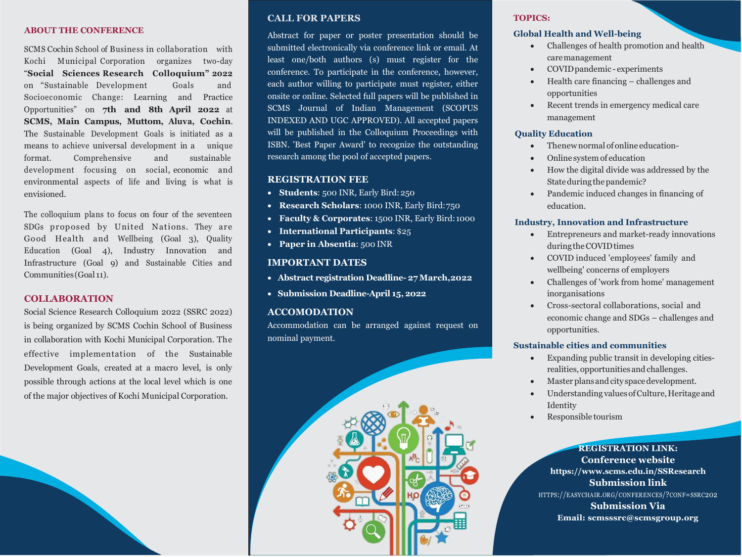## ABOUT THE CONFERENCE

SCMS Cochin School of Business in collaboration with Kochi Municipal Corporation organizes two-day "**Social Sciences Research Colloquium" 2022** on "Sustainable Development Goals and Socioeconomic Change: Learning and Practice Opportunities" on **7th and 8th April 2022** at **SCMS, Main Campus, Muttom, Aluva, Cochin**. The Sustainable Development Goals is initiated as a means to achieve universal development in a unique format. Comprehensive and sustainable development focusing on social, economic and environmental aspects of life and living is what is envisioned.

The colloquium plans to focus on four of the seventeen SDGs proposed by United Nations. They are Good Health and Wellbeing (Goal 3), Quality Education (Goal 4), Industry Innovation and Infrastructure (Goal 9) and Sustainable Cities and Communities (Goal 11).

## COLLABORATION

Social Science Research Colloquium 2022 (SSRC 2022) is being organized by SCMS Cochin School of Business in collaboration with Kochi Municipal Corporation. The effective implementation of the Sustainable Development Goals, created at a macro level, is only possible through actions at the local level which is one of the major objectives of Kochi Municipal Corporation.

## CALL FOR PAPERS

Abstract for paper or poster presentation should be submitted electronically via conference link or email. At least one/both authors (s) must register for the conference. To participate in the conference, however, each author willing to participate must register, either onsite or online. Selected full papers will be published in SCMS Journal of Indian Management (SCOPUS INDEXED AND UGC APPROVED). All accepted papers will be published in the Colloquium Proceedings with ISBN. 'Best Paper Award' to recognize the outstanding research among the pool of accepted papers.

## REGISTRATION FEE

- **Students**: 500 INR, Early Bird: 250
- **Research Scholars**: 1000 INR, Early Bird: 750
- **Faculty & Corporates**: 1500 INR, Early Bird: 1000
- **International Participants**: $25
- **Paper in Absentia**: 500 INR

## IMPORTANT DATES

- **Abstract registration Deadline- 27 March,2022**
- **Submission Deadline-April 15, 2022**

## ACCOMODATION

Accommodation can be arranged against request on nominal payment.

## TOPICS:

### Global Health and Well-being

- Challenges of health promotion and health care management
- COVID pandemic - experiments
- Health care financing – challenges and opportunities
- Recent trends in emergency medical care management

### Quality Education

- The new normal of online education-
- Online system of education
- How the digital divide was addressed by the State during the pandemic?
- Pandemic induced changes in financing of education.

### Industry, Innovation and Infrastructure

- Entrepreneurs and market-ready innovations during the COVID times
- COVID induced 'employees' family and wellbeing' concerns of employers
- Challenges of 'work from home' management inorganisations
- Cross-sectoral collaborations, social and economic change and SDGs – challenges and opportunities.

### Sustainable cities and communities

- Expanding public transit in developing cities- realities, opportunities and challenges.
- Master plans and city space development.
- Understanding values of Culture, Heritage and Identity
- Responsible tourism

**REGISTRATION LINK:**

**Conference website**

**https://www.scms.edu.in/SSResearch**

**Submission link**

HTTPS://EASYCHAIR.ORG/CONFERENCES/?CONF=SSRC202

**Submission Via**

**Email: scmsssrc@scmsgroup.org**